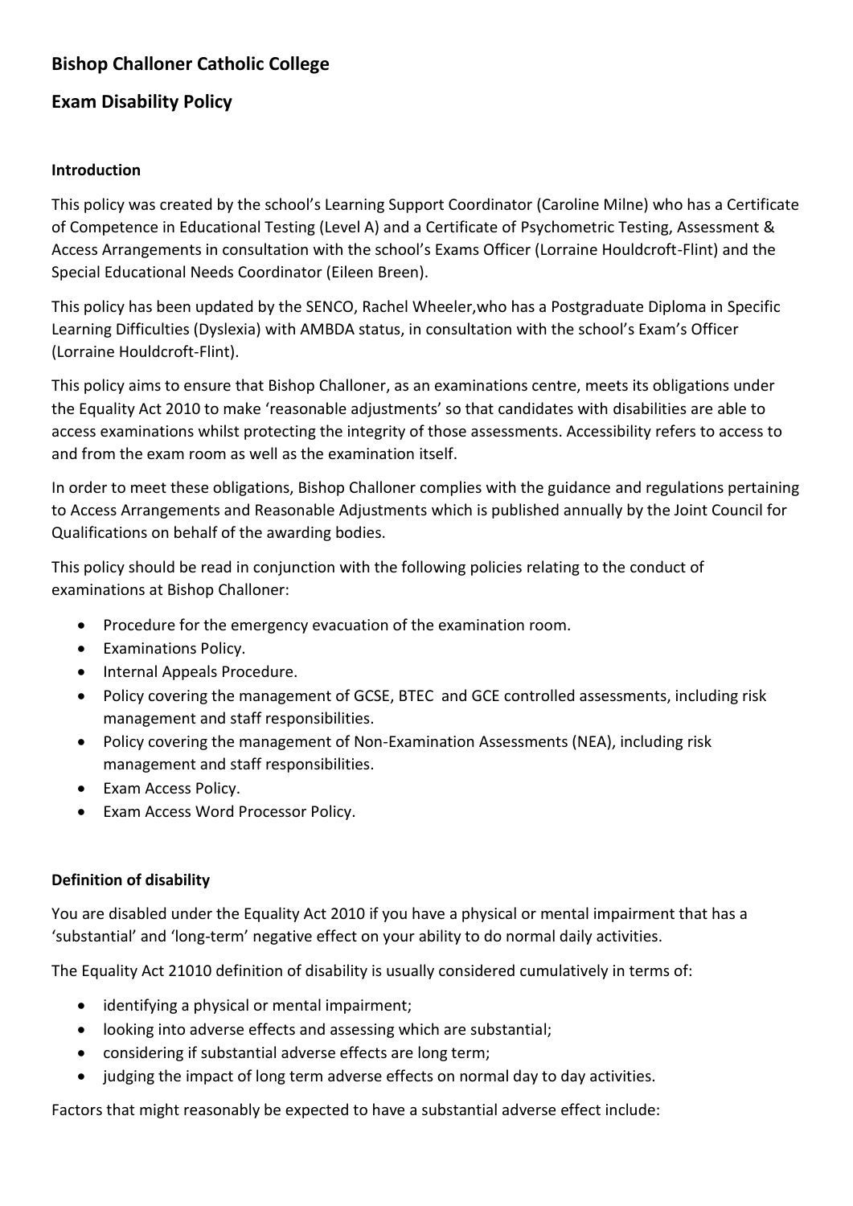# Bishop Challoner Catholic College

## Exam Disability Policy

### Introduction

This policy was created by the school's Learning Support Coordinator (Caroline Milne) who has a Certificate of Competence in Educational Testing (Level A) and a Certificate of Psychometric Testing, Assessment & Access Arrangements in consultation with the school's Exams Officer (Lorraine Houldcroft-Flint) and the Special Educational Needs Coordinator (Eileen Breen).

This policy has been updated by the SENCO, Rachel Wheeler,who has a Postgraduate Diploma in Specific Learning Difficulties (Dyslexia) with AMBDA status, in consultation with the school's Exam's Officer (Lorraine Houldcroft-Flint).

This policy aims to ensure that Bishop Challoner, as an examinations centre, meets its obligations under the Equality Act 2010 to make 'reasonable adjustments' so that candidates with disabilities are able to access examinations whilst protecting the integrity of those assessments. Accessibility refers to access to and from the exam room as well as the examination itself.

In order to meet these obligations, Bishop Challoner complies with the guidance and regulations pertaining to Access Arrangements and Reasonable Adjustments which is published annually by the Joint Council for Qualifications on behalf of the awarding bodies.

This policy should be read in conjunction with the following policies relating to the conduct of examinations at Bishop Challoner:

- Procedure for the emergency evacuation of the examination room.
- Examinations Policy.
- Internal Appeals Procedure.
- Policy covering the management of GCSE, BTEC and GCE controlled assessments, including risk management and staff responsibilities.
- Policy covering the management of Non-Examination Assessments (NEA), including risk management and staff responsibilities.
- Exam Access Policy.
- Exam Access Word Processor Policy.

### Definition of disability

You are disabled under the Equality Act 2010 if you have a physical or mental impairment that has a 'substantial' and 'long-term' negative effect on your ability to do normal daily activities.

The Equality Act 21010 definition of disability is usually considered cumulatively in terms of:

- identifying a physical or mental impairment;
- looking into adverse effects and assessing which are substantial;
- considering if substantial adverse effects are long term;
- judging the impact of long term adverse effects on normal day to day activities.

Factors that might reasonably be expected to have a substantial adverse effect include: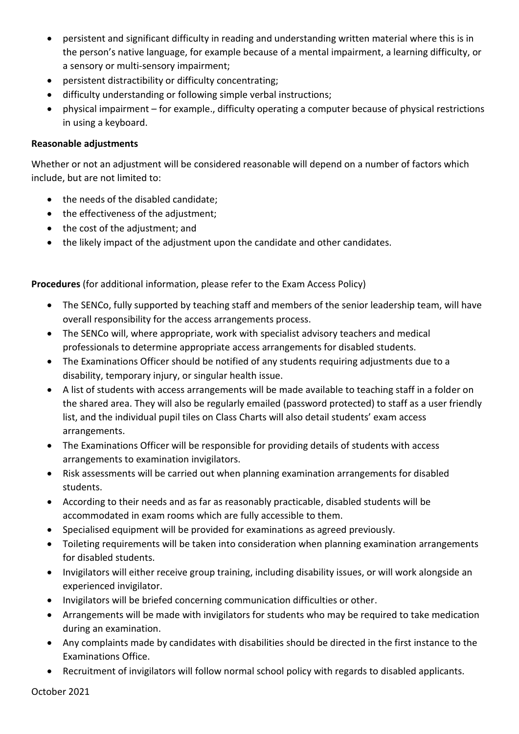- persistent and significant difficulty in reading and understanding written material where this is in the person's native language, for example because of a mental impairment, a learning difficulty, or a sensory or multi-sensory impairment;
- persistent distractibility or difficulty concentrating;
- difficulty understanding or following simple verbal instructions;
- physical impairment – for example., difficulty operating a computer because of physical restrictions in using a keyboard.

**Reasonable adjustments**

Whether or not an adjustment will be considered reasonable will depend on a number of factors which include, but are not limited to:

- the needs of the disabled candidate;
- the effectiveness of the adjustment;
- the cost of the adjustment; and
- the likely impact of the adjustment upon the candidate and other candidates.

**Procedures** (for additional information, please refer to the Exam Access Policy)

- The SENCo, fully supported by teaching staff and members of the senior leadership team, will have overall responsibility for the access arrangements process.
- The SENCo will, where appropriate, work with specialist advisory teachers and medical professionals to determine appropriate access arrangements for disabled students.
- The Examinations Officer should be notified of any students requiring adjustments due to a disability, temporary injury, or singular health issue.
- A list of students with access arrangements will be made available to teaching staff in a folder on the shared area. They will also be regularly emailed (password protected) to staff as a user friendly list, and the individual pupil tiles on Class Charts will also detail students' exam access arrangements.
- The Examinations Officer will be responsible for providing details of students with access arrangements to examination invigilators.
- Risk assessments will be carried out when planning examination arrangements for disabled students.
- According to their needs and as far as reasonably practicable, disabled students will be accommodated in exam rooms which are fully accessible to them.
- Specialised equipment will be provided for examinations as agreed previously.
- Toileting requirements will be taken into consideration when planning examination arrangements for disabled students.
- Invigilators will either receive group training, including disability issues, or will work alongside an experienced invigilator.
- Invigilators will be briefed concerning communication difficulties or other.
- Arrangements will be made with invigilators for students who may be required to take medication during an examination.
- Any complaints made by candidates with disabilities should be directed in the first instance to the Examinations Office.
- Recruitment of invigilators will follow normal school policy with regards to disabled applicants.

October 2021